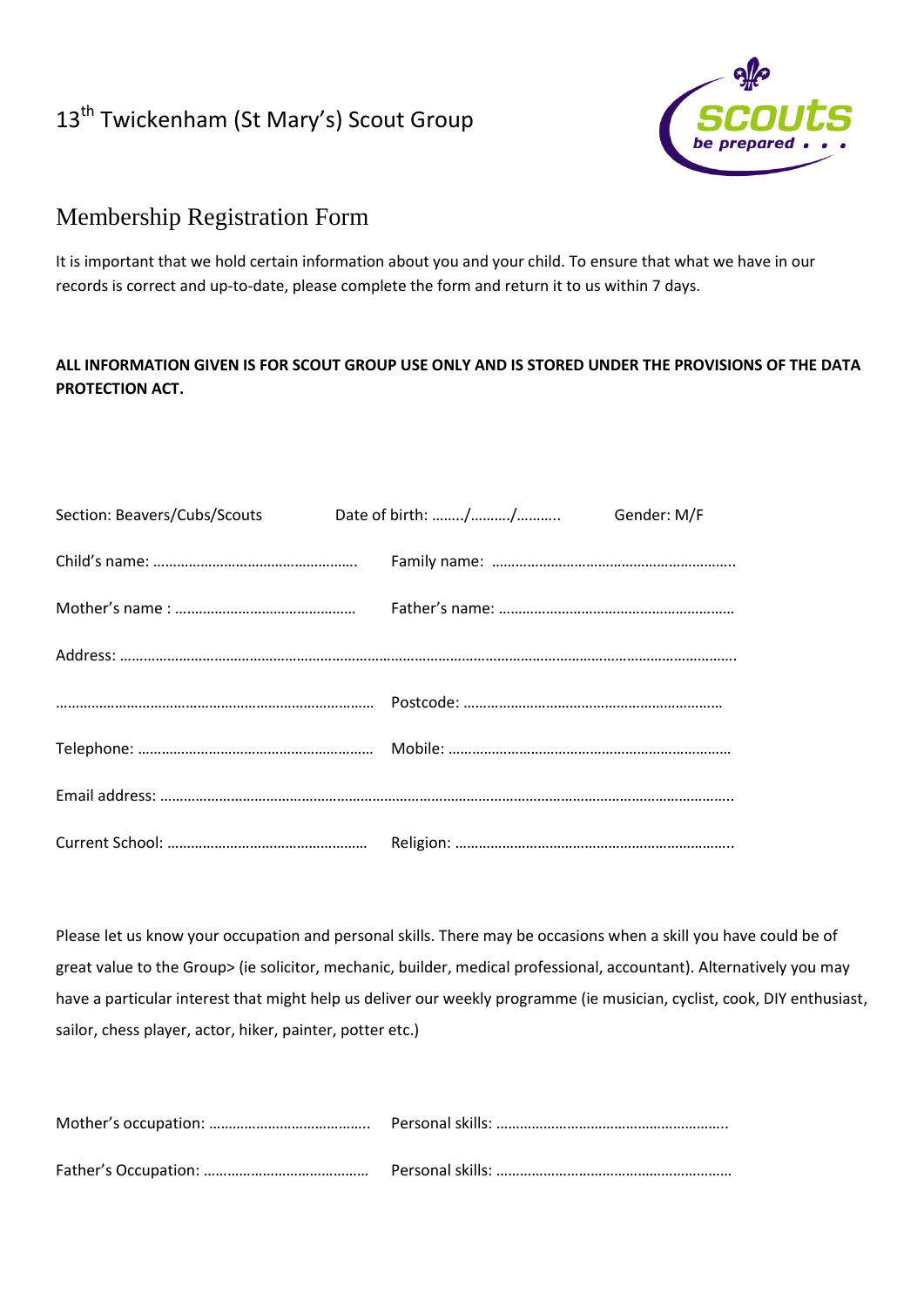# 13th Twickenham (St Mary's) Scout Group

## Membership Registration Form

It is important that we hold certain information about you and your child. To ensure that what we have in our records is correct and up-to-date, please complete the form and return it to us within 7 days.

**ALL INFORMATION GIVEN IS FOR SCOUT GROUP USE ONLY AND IS STORED UNDER THE PROVISIONS OF THE DATA PROTECTION ACT.**

Section: Beavers/Cubs/Scouts    Date of birth: ……../………./………..    Gender: M/F

Child's name: …………………………………………….    Family name: ……………………………………………………..

Mother's name : ………………………………………    Father's name: ……………………………………………………

Address: ……………………………………………………………………………………………………………………………………….

…………………………………………………………………………    Postcode: …………………………………………………………

Telephone: ……………………………………………………    Mobile: ………………………………………………………………

Email address: ………………………………………………………………………………………………………………………………..

Current School: ……………………………………………    Religion: ……………………………………………………………..

Please let us know your occupation and personal skills. There may be occasions when a skill you have could be of great value to the Group> (ie solicitor, mechanic, builder, medical professional, accountant). Alternatively you may have a particular interest that might help us deliver our weekly programme (ie musician, cyclist, cook, DIY enthusiast, sailor, chess player, actor, hiker, painter, potter etc.)

Mother's occupation: …………………………………..    Personal skills: …………………………………………………..

Father's Occupation: ……………………………………    Personal skills: ……………………………………………………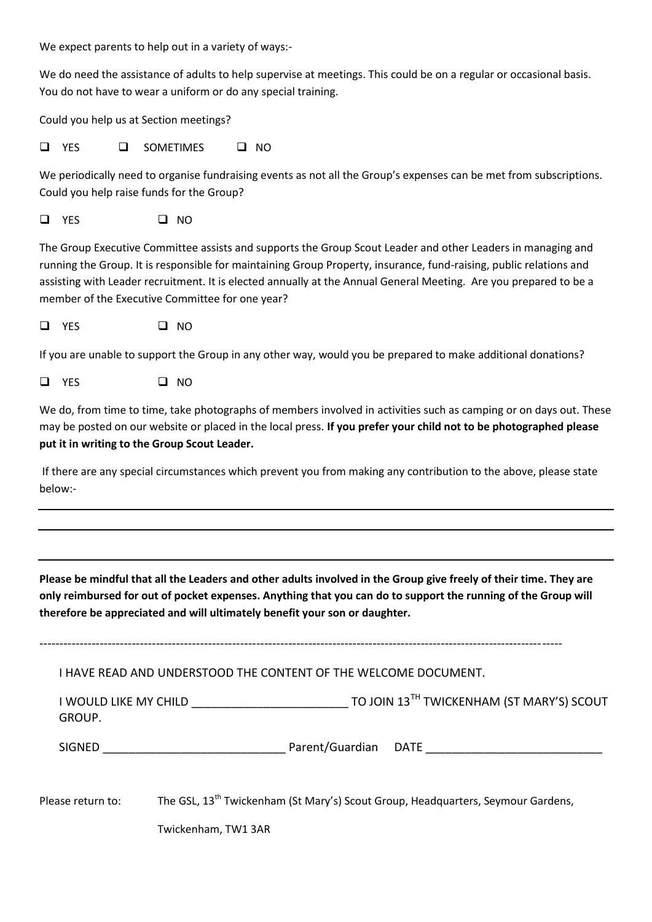We expect parents to help out in a variety of ways:-

We do need the assistance of adults to help supervise at meetings. This could be on a regular or occasional basis. You do not have to wear a uniform or do any special training.

Could you help us at Section meetings?

- ☐ YES ☐ SOMETIMES ☐ NO

We periodically need to organise fundraising events as not all the Group's expenses can be met from subscriptions. Could you help raise funds for the Group?

- ☐ YES ☐ NO

The Group Executive Committee assists and supports the Group Scout Leader and other Leaders in managing and running the Group. It is responsible for maintaining Group Property, insurance, fund-raising, public relations and assisting with Leader recruitment. It is elected annually at the Annual General Meeting. Are you prepared to be a member of the Executive Committee for one year?

- ☐ YES ☐ NO

If you are unable to support the Group in any other way, would you be prepared to make additional donations?

- ☐ YES ☐ NO

We do, from time to time, take photographs of members involved in activities such as camping or on days out. These may be posted on our website or placed in the local press. **If you prefer your child not to be photographed please put it in writing to the Group Scout Leader.**

If there are any special circumstances which prevent you from making any contribution to the above, please state below:-

---

---

---

**Please be mindful that all the Leaders and other adults involved in the Group give freely of their time. They are only reimbursed for out of pocket expenses. Anything that you can do to support the running of the Group will therefore be appreciated and will ultimately benefit your son or daughter.**

-----------------------------------------------------------------------------------------------------------------------------

I HAVE READ AND UNDERSTOOD THE CONTENT OF THE WELCOME DOCUMENT.

I WOULD LIKE MY CHILD ________________________ TO JOIN 13TH TWICKENHAM (ST MARY'S) SCOUT GROUP.

SIGNED ____________________________ Parent/Guardian DATE ___________________________

Please return to: The GSL, 13th Twickenham (St Mary's) Scout Group, Headquarters, Seymour Gardens, Twickenham, TW1 3AR